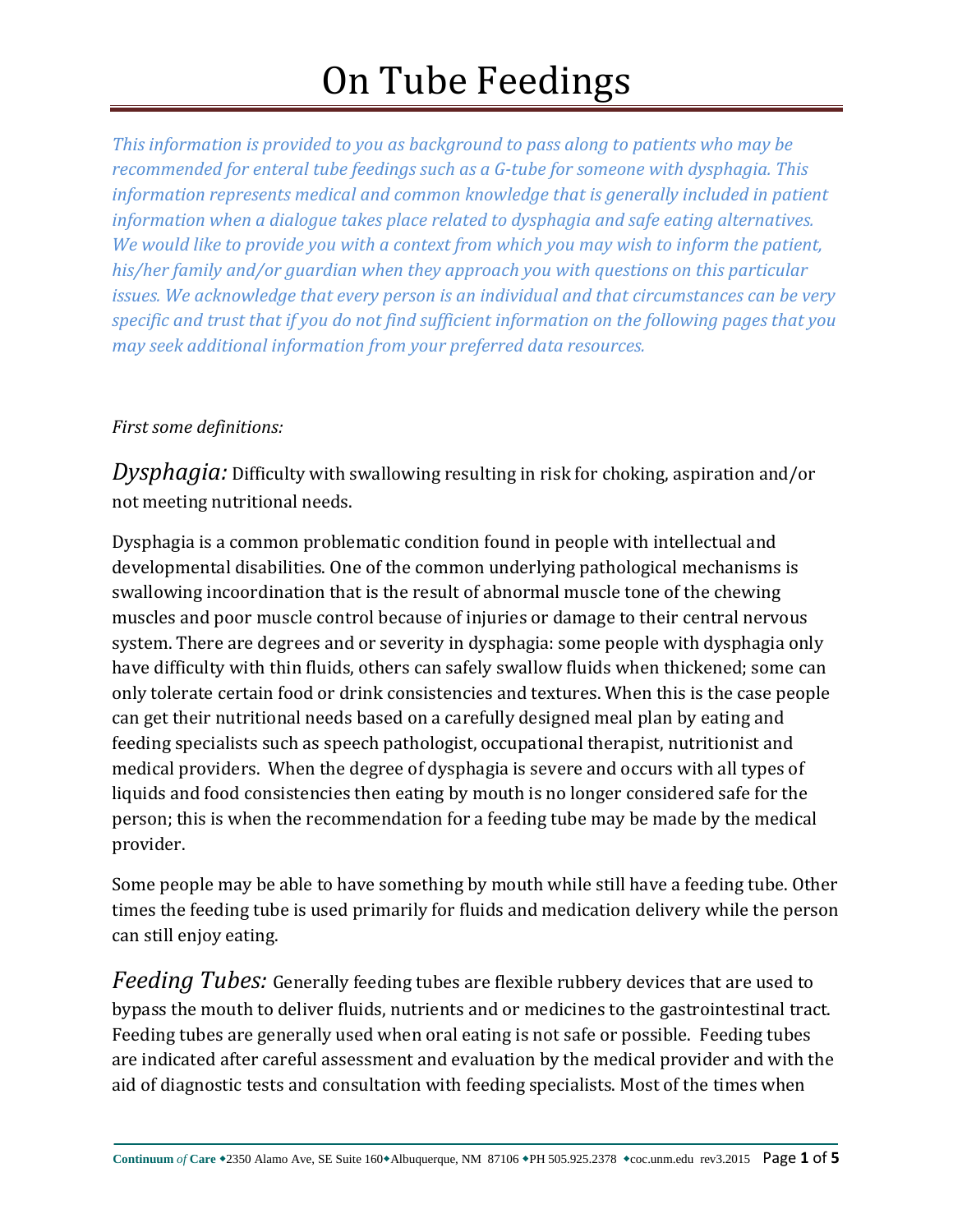# On Tube Feedings

*This information is provided to you as background to pass along to patients who may be recommended for enteral tube feedings such as a G-tube for someone with dysphagia. This information represents medical and common knowledge that is generally included in patient information when a dialogue takes place related to dysphagia and safe eating alternatives. We would like to provide you with a context from which you may wish to inform the patient, his/her family and/or guardian when they approach you with questions on this particular issues. We acknowledge that every person is an individual and that circumstances can be very specific and trust that if you do not find sufficient information on the following pages that you may seek additional information from your preferred data resources.*

*First some definitions:*

*Dysphagia:* Difficulty with swallowing resulting in risk for choking, aspiration and/or not meeting nutritional needs.

Dysphagia is a common problematic condition found in people with intellectual and developmental disabilities. One of the common underlying pathological mechanisms is swallowing incoordination that is the result of abnormal muscle tone of the chewing muscles and poor muscle control because of injuries or damage to their central nervous system. There are degrees and or severity in dysphagia: some people with dysphagia only have difficulty with thin fluids, others can safely swallow fluids when thickened; some can only tolerate certain food or drink consistencies and textures. When this is the case people can get their nutritional needs based on a carefully designed meal plan by eating and feeding specialists such as speech pathologist, occupational therapist, nutritionist and medical providers. When the degree of dysphagia is severe and occurs with all types of liquids and food consistencies then eating by mouth is no longer considered safe for the person; this is when the recommendation for a feeding tube may be made by the medical provider.

Some people may be able to have something by mouth while still have a feeding tube. Other times the feeding tube is used primarily for fluids and medication delivery while the person can still enjoy eating.

*Feeding Tubes:* Generally feeding tubes are flexible rubbery devices that are used to bypass the mouth to deliver fluids, nutrients and or medicines to the gastrointestinal tract. Feeding tubes are generally used when oral eating is not safe or possible. Feeding tubes are indicated after careful assessment and evaluation by the medical provider and with the aid of diagnostic tests and consultation with feeding specialists. Most of the times when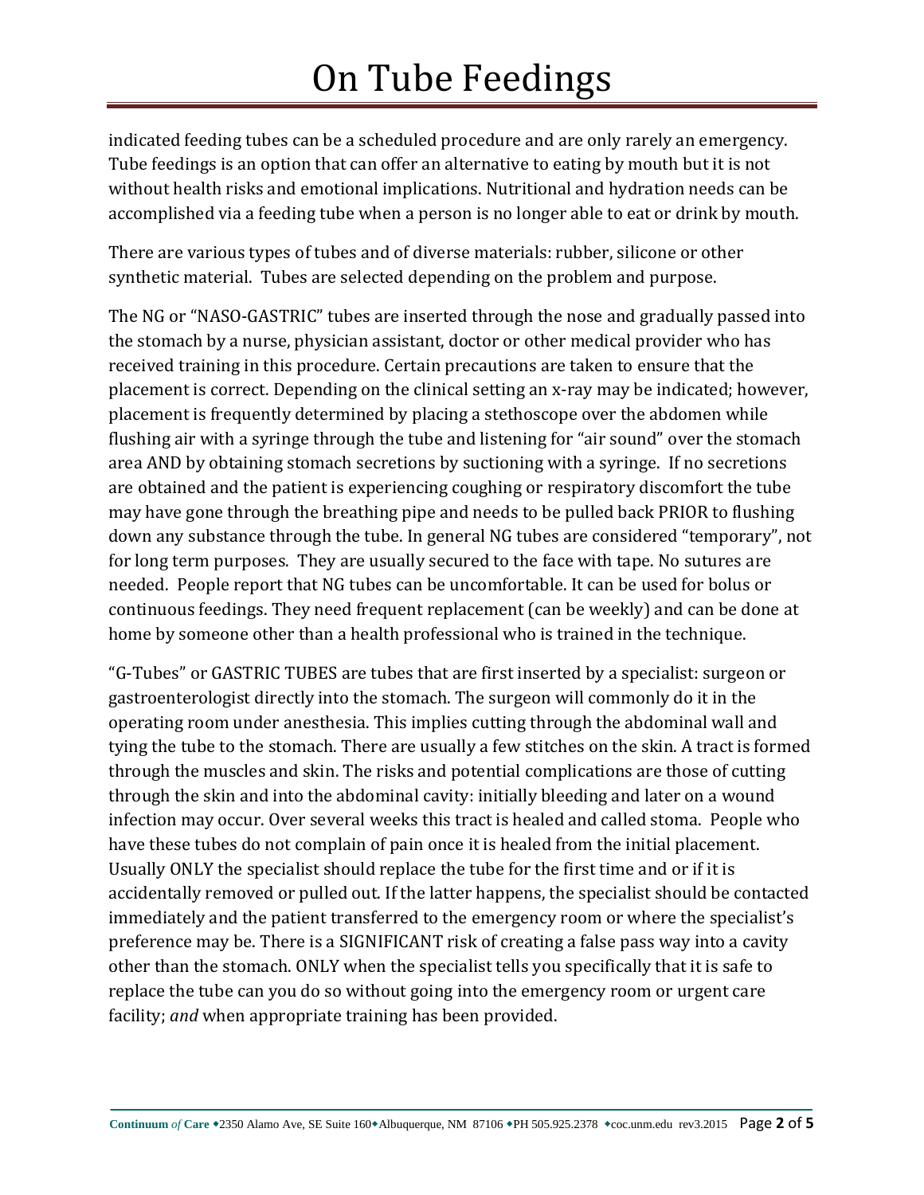indicated feeding tubes can be a scheduled procedure and are only rarely an emergency. Tube feedings is an option that can offer an alternative to eating by mouth but it is not without health risks and emotional implications. Nutritional and hydration needs can be accomplished via a feeding tube when a person is no longer able to eat or drink by mouth.

There are various types of tubes and of diverse materials: rubber, silicone or other synthetic material. Tubes are selected depending on the problem and purpose.

The NG or "NASO-GASTRIC" tubes are inserted through the nose and gradually passed into the stomach by a nurse, physician assistant, doctor or other medical provider who has received training in this procedure. Certain precautions are taken to ensure that the placement is correct. Depending on the clinical setting an x-ray may be indicated; however, placement is frequently determined by placing a stethoscope over the abdomen while flushing air with a syringe through the tube and listening for "air sound" over the stomach area AND by obtaining stomach secretions by suctioning with a syringe. If no secretions are obtained and the patient is experiencing coughing or respiratory discomfort the tube may have gone through the breathing pipe and needs to be pulled back PRIOR to flushing down any substance through the tube. In general NG tubes are considered "temporary", not for long term purposes. They are usually secured to the face with tape. No sutures are needed. People report that NG tubes can be uncomfortable. It can be used for bolus or continuous feedings. They need frequent replacement (can be weekly) and can be done at home by someone other than a health professional who is trained in the technique.

"G-Tubes" or GASTRIC TUBES are tubes that are first inserted by a specialist: surgeon or gastroenterologist directly into the stomach. The surgeon will commonly do it in the operating room under anesthesia. This implies cutting through the abdominal wall and tying the tube to the stomach. There are usually a few stitches on the skin. A tract is formed through the muscles and skin. The risks and potential complications are those of cutting through the skin and into the abdominal cavity: initially bleeding and later on a wound infection may occur. Over several weeks this tract is healed and called stoma. People who have these tubes do not complain of pain once it is healed from the initial placement. Usually ONLY the specialist should replace the tube for the first time and or if it is accidentally removed or pulled out. If the latter happens, the specialist should be contacted immediately and the patient transferred to the emergency room or where the specialist's preference may be. There is a SIGNIFICANT risk of creating a false pass way into a cavity other than the stomach. ONLY when the specialist tells you specifically that it is safe to replace the tube can you do so without going into the emergency room or urgent care facility; *and* when appropriate training has been provided.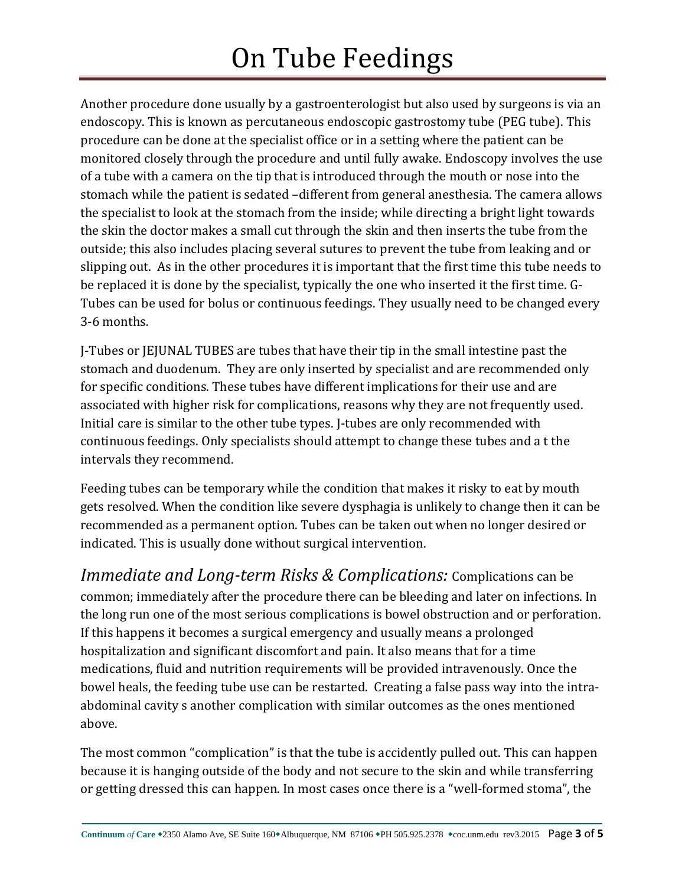Another procedure done usually by a gastroenterologist but also used by surgeons is via an endoscopy. This is known as percutaneous endoscopic gastrostomy tube (PEG tube). This procedure can be done at the specialist office or in a setting where the patient can be monitored closely through the procedure and until fully awake. Endoscopy involves the use of a tube with a camera on the tip that is introduced through the mouth or nose into the stomach while the patient is sedated –different from general anesthesia. The camera allows the specialist to look at the stomach from the inside; while directing a bright light towards the skin the doctor makes a small cut through the skin and then inserts the tube from the outside; this also includes placing several sutures to prevent the tube from leaking and or slipping out. As in the other procedures it is important that the first time this tube needs to be replaced it is done by the specialist, typically the one who inserted it the first time. G-Tubes can be used for bolus or continuous feedings. They usually need to be changed every 3-6 months.

J-Tubes or JEJUNAL TUBES are tubes that have their tip in the small intestine past the stomach and duodenum. They are only inserted by specialist and are recommended only for specific conditions. These tubes have different implications for their use and are associated with higher risk for complications, reasons why they are not frequently used. Initial care is similar to the other tube types. J-tubes are only recommended with continuous feedings. Only specialists should attempt to change these tubes and a t the intervals they recommend.

Feeding tubes can be temporary while the condition that makes it risky to eat by mouth gets resolved. When the condition like severe dysphagia is unlikely to change then it can be recommended as a permanent option. Tubes can be taken out when no longer desired or indicated. This is usually done without surgical intervention.

*Immediate and Long-term Risks & Complications:* Complications can be common; immediately after the procedure there can be bleeding and later on infections. In the long run one of the most serious complications is bowel obstruction and or perforation. If this happens it becomes a surgical emergency and usually means a prolonged hospitalization and significant discomfort and pain. It also means that for a time medications, fluid and nutrition requirements will be provided intravenously. Once the bowel heals, the feeding tube use can be restarted. Creating a false pass way into the intra-abdominal cavity s another complication with similar outcomes as the ones mentioned above.

The most common "complication" is that the tube is accidently pulled out. This can happen because it is hanging outside of the body and not secure to the skin and while transferring or getting dressed this can happen. In most cases once there is a "well-formed stoma", the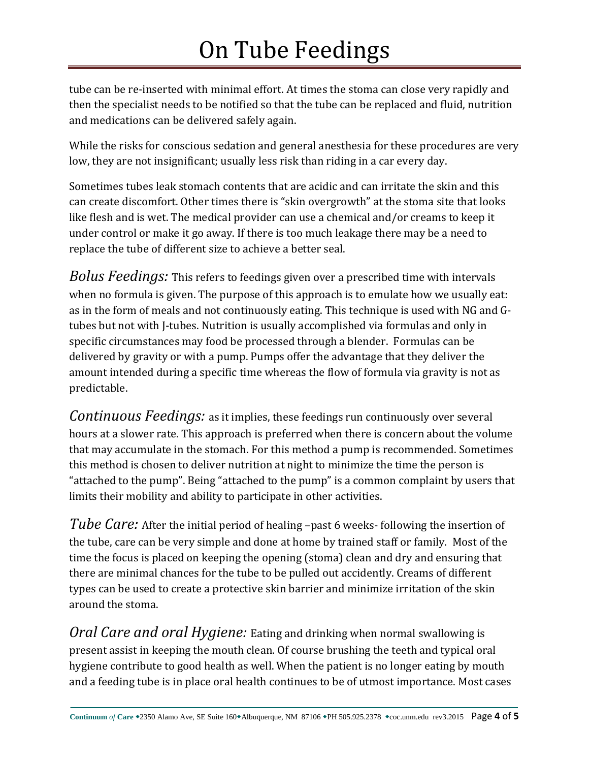tube can be re-inserted with minimal effort. At times the stoma can close very rapidly and then the specialist needs to be notified so that the tube can be replaced and fluid, nutrition and medications can be delivered safely again.

While the risks for conscious sedation and general anesthesia for these procedures are very low, they are not insignificant; usually less risk than riding in a car every day.

Sometimes tubes leak stomach contents that are acidic and can irritate the skin and this can create discomfort. Other times there is "skin overgrowth" at the stoma site that looks like flesh and is wet. The medical provider can use a chemical and/or creams to keep it under control or make it go away. If there is too much leakage there may be a need to replace the tube of different size to achieve a better seal.

*Bolus Feedings:* This refers to feedings given over a prescribed time with intervals when no formula is given. The purpose of this approach is to emulate how we usually eat: as in the form of meals and not continuously eating. This technique is used with NG and G-tubes but not with J-tubes. Nutrition is usually accomplished via formulas and only in specific circumstances may food be processed through a blender. Formulas can be delivered by gravity or with a pump. Pumps offer the advantage that they deliver the amount intended during a specific time whereas the flow of formula via gravity is not as predictable.

*Continuous Feedings:* as it implies, these feedings run continuously over several hours at a slower rate. This approach is preferred when there is concern about the volume that may accumulate in the stomach. For this method a pump is recommended. Sometimes this method is chosen to deliver nutrition at night to minimize the time the person is "attached to the pump". Being "attached to the pump" is a common complaint by users that limits their mobility and ability to participate in other activities.

*Tube Care:* After the initial period of healing –past 6 weeks- following the insertion of the tube, care can be very simple and done at home by trained staff or family. Most of the time the focus is placed on keeping the opening (stoma) clean and dry and ensuring that there are minimal chances for the tube to be pulled out accidently. Creams of different types can be used to create a protective skin barrier and minimize irritation of the skin around the stoma.

*Oral Care and oral Hygiene:* Eating and drinking when normal swallowing is present assist in keeping the mouth clean. Of course brushing the teeth and typical oral hygiene contribute to good health as well. When the patient is no longer eating by mouth and a feeding tube is in place oral health continues to be of utmost importance. Most cases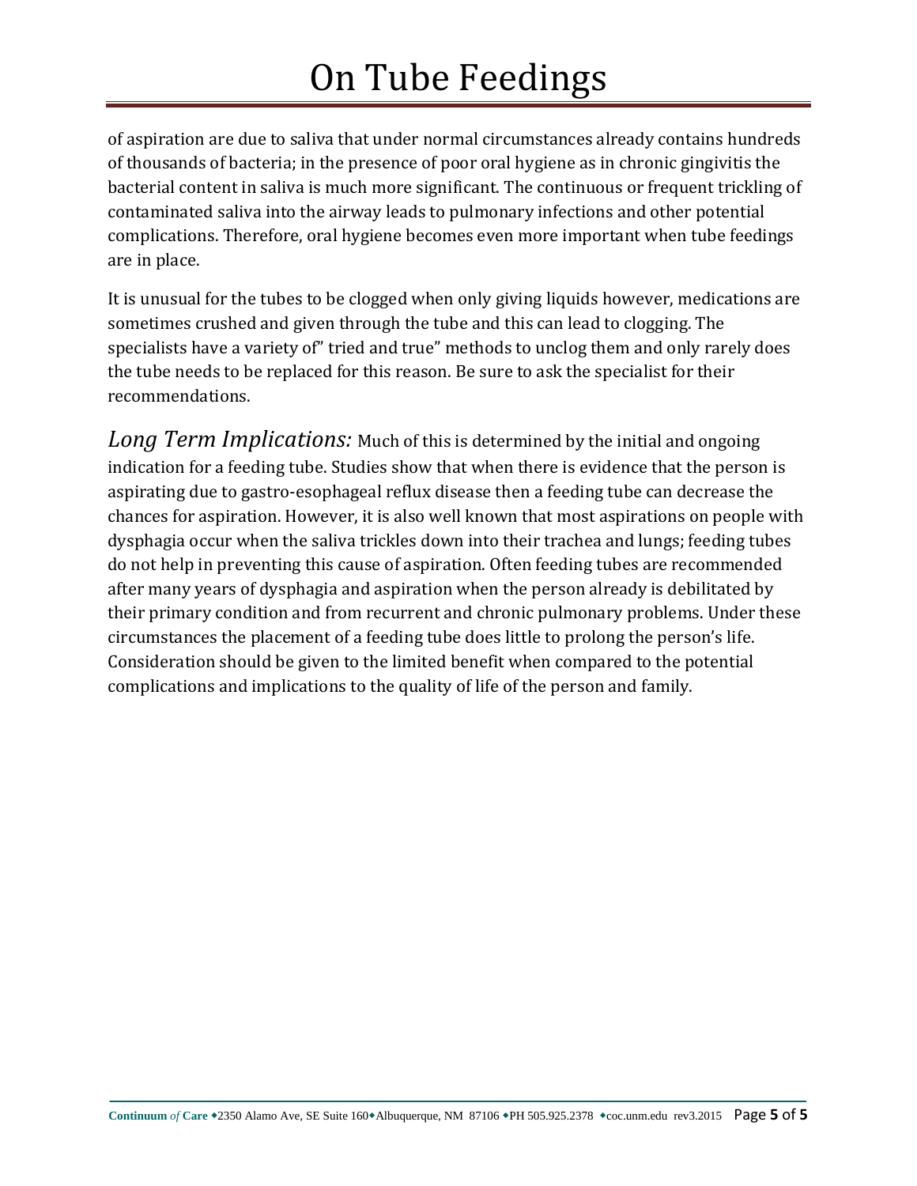of aspiration are due to saliva that under normal circumstances already contains hundreds of thousands of bacteria; in the presence of poor oral hygiene as in chronic gingivitis the bacterial content in saliva is much more significant. The continuous or frequent trickling of contaminated saliva into the airway leads to pulmonary infections and other potential complications. Therefore, oral hygiene becomes even more important when tube feedings are in place.

It is unusual for the tubes to be clogged when only giving liquids however, medications are sometimes crushed and given through the tube and this can lead to clogging. The specialists have a variety of" tried and true" methods to unclog them and only rarely does the tube needs to be replaced for this reason. Be sure to ask the specialist for their recommendations.

*Long Term Implications:* Much of this is determined by the initial and ongoing indication for a feeding tube. Studies show that when there is evidence that the person is aspirating due to gastro-esophageal reflux disease then a feeding tube can decrease the chances for aspiration. However, it is also well known that most aspirations on people with dysphagia occur when the saliva trickles down into their trachea and lungs; feeding tubes do not help in preventing this cause of aspiration. Often feeding tubes are recommended after many years of dysphagia and aspiration when the person already is debilitated by their primary condition and from recurrent and chronic pulmonary problems. Under these circumstances the placement of a feeding tube does little to prolong the person's life. Consideration should be given to the limited benefit when compared to the potential complications and implications to the quality of life of the person and family.